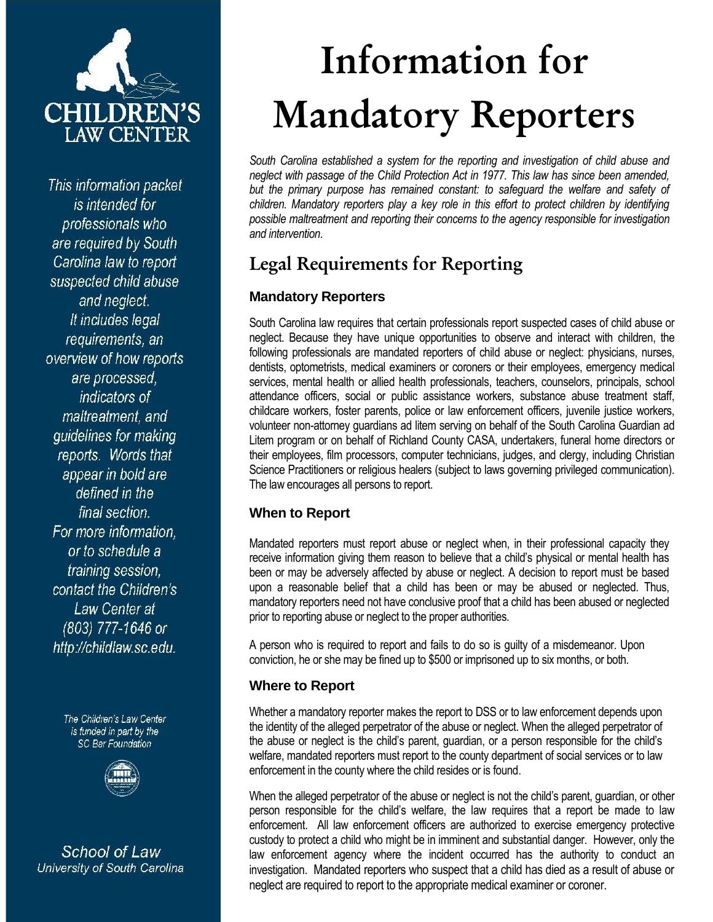# Information for Mandatory Reporters

CHILDREN'S LAW CENTER

*This information packet is intended for professionals who are required by South Carolina law to report suspected child abuse and neglect. It includes legal requirements, an overview of how reports are processed, indicators of maltreatment, and guidelines for making reports. Words that appear in bold are defined in the final section. For more information, or to schedule a training session, contact the Children's Law Center at (803) 777-1646 or http://childlaw.sc.edu.*

*The Children's Law Center is funded in part by the SC Bar Foundation*

*School of Law*
*University of South Carolina*

*South Carolina established a system for the reporting and investigation of child abuse and neglect with passage of the Child Protection Act in 1977. This law has since been amended, but the primary purpose has remained constant: to safeguard the welfare and safety of children. Mandatory reporters play a key role in this effort to protect children by identifying possible maltreatment and reporting their concerns to the agency responsible for investigation and intervention.*

## Legal Requirements for Reporting

### Mandatory Reporters

South Carolina law requires that certain professionals report suspected cases of child abuse or neglect. Because they have unique opportunities to observe and interact with children, the following professionals are mandated reporters of child abuse or neglect: physicians, nurses, dentists, optometrists, medical examiners or coroners or their employees, emergency medical services, mental health or allied health professionals, teachers, counselors, principals, school attendance officers, social or public assistance workers, substance abuse treatment staff, childcare workers, foster parents, police or law enforcement officers, juvenile justice workers, volunteer non-attorney guardians ad litem serving on behalf of the South Carolina Guardian ad Litem program or on behalf of Richland County CASA, undertakers, funeral home directors or their employees, film processors, computer technicians, judges, and clergy, including Christian Science Practitioners or religious healers (subject to laws governing privileged communication). The law encourages all persons to report.

### When to Report

Mandated reporters must report abuse or neglect when, in their professional capacity they receive information giving them reason to believe that a child's physical or mental health has been or may be adversely affected by abuse or neglect. A decision to report must be based upon a reasonable belief that a child has been or may be abused or neglected. Thus, mandatory reporters need not have conclusive proof that a child has been abused or neglected prior to reporting abuse or neglect to the proper authorities.

A person who is required to report and fails to do so is guilty of a misdemeanor. Upon conviction, he or she may be fined up to $500 or imprisoned up to six months, or both.

### Where to Report

Whether a mandatory reporter makes the report to DSS or to law enforcement depends upon the identity of the alleged perpetrator of the abuse or neglect. When the alleged perpetrator of the abuse or neglect is the child's parent, guardian, or a person responsible for the child's welfare, mandated reporters must report to the county department of social services or to law enforcement in the county where the child resides or is found.

When the alleged perpetrator of the abuse or neglect is not the child's parent, guardian, or other person responsible for the child's welfare, the law requires that a report be made to law enforcement. All law enforcement officers are authorized to exercise emergency protective custody to protect a child who might be in imminent and substantial danger. However, only the law enforcement agency where the incident occurred has the authority to conduct an investigation. Mandated reporters who suspect that a child has died as a result of abuse or neglect are required to report to the appropriate medical examiner or coroner.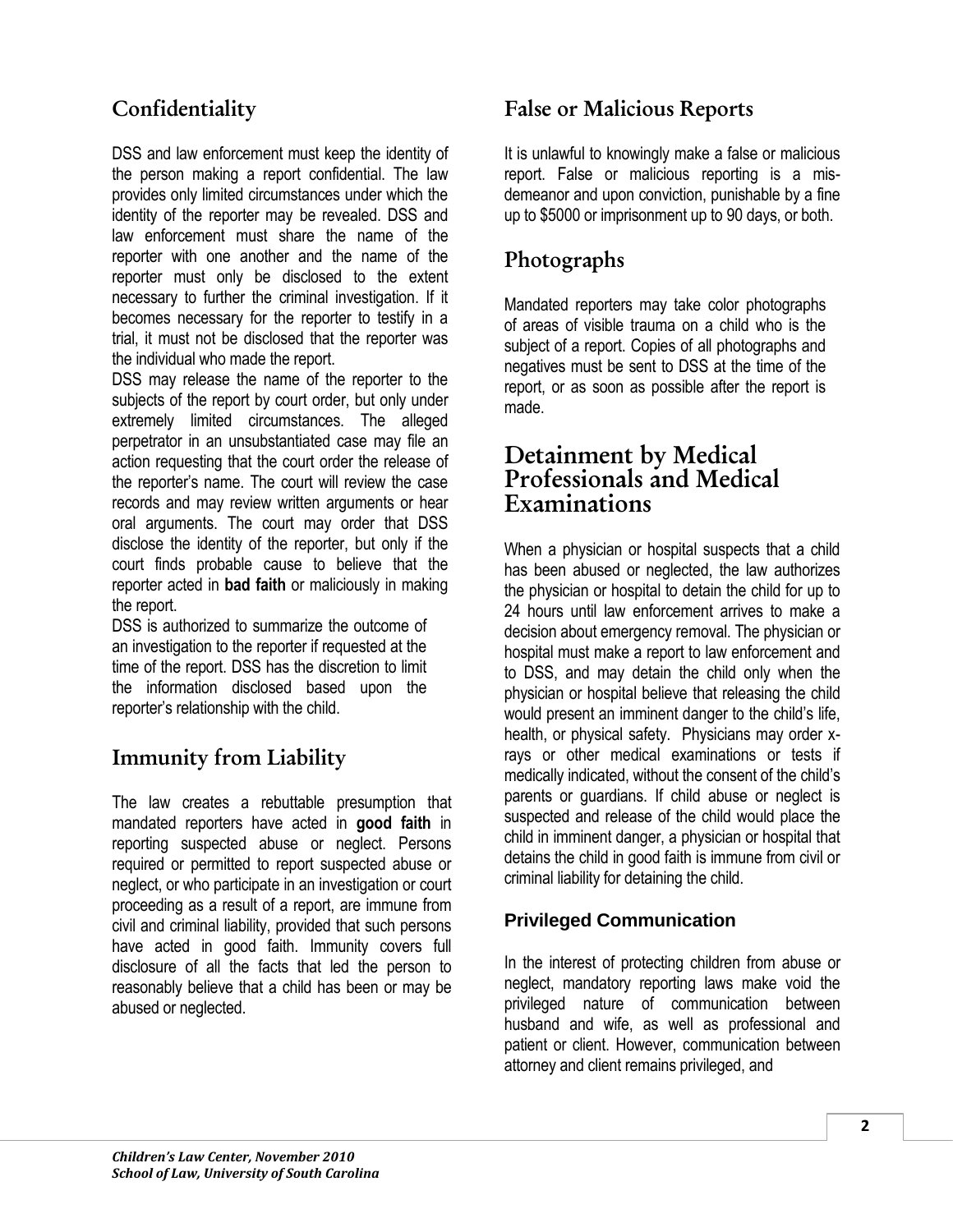## Confidentiality

DSS and law enforcement must keep the identity of the person making a report confidential. The law provides only limited circumstances under which the identity of the reporter may be revealed. DSS and law enforcement must share the name of the reporter with one another and the name of the reporter must only be disclosed to the extent necessary to further the criminal investigation. If it becomes necessary for the reporter to testify in a trial, it must not be disclosed that the reporter was the individual who made the report.

DSS may release the name of the reporter to the subjects of the report by court order, but only under extremely limited circumstances. The alleged perpetrator in an unsubstantiated case may file an action requesting that the court order the release of the reporter's name. The court will review the case records and may review written arguments or hear oral arguments. The court may order that DSS disclose the identity of the reporter, but only if the court finds probable cause to believe that the reporter acted in **bad faith** or maliciously in making the report.

DSS is authorized to summarize the outcome of an investigation to the reporter if requested at the time of the report. DSS has the discretion to limit the information disclosed based upon the reporter's relationship with the child.

## Immunity from Liability

The law creates a rebuttable presumption that mandated reporters have acted in **good faith** in reporting suspected abuse or neglect. Persons required or permitted to report suspected abuse or neglect, or who participate in an investigation or court proceeding as a result of a report, are immune from civil and criminal liability, provided that such persons have acted in good faith. Immunity covers full disclosure of all the facts that led the person to reasonably believe that a child has been or may be abused or neglected.

## False or Malicious Reports

It is unlawful to knowingly make a false or malicious report. False or malicious reporting is a misdemeanor and upon conviction, punishable by a fine up to $5000 or imprisonment up to 90 days, or both.

## Photographs

Mandated reporters may take color photographs of areas of visible trauma on a child who is the subject of a report. Copies of all photographs and negatives must be sent to DSS at the time of the report, or as soon as possible after the report is made.

# Detainment by Medical Professionals and Medical Examinations

When a physician or hospital suspects that a child has been abused or neglected, the law authorizes the physician or hospital to detain the child for up to 24 hours until law enforcement arrives to make a decision about emergency removal. The physician or hospital must make a report to law enforcement and to DSS, and may detain the child only when the physician or hospital believe that releasing the child would present an imminent danger to the child's life, health, or physical safety. Physicians may order x-rays or other medical examinations or tests if medically indicated, without the consent of the child's parents or guardians. If child abuse or neglect is suspected and release of the child would place the child in imminent danger, a physician or hospital that detains the child in good faith is immune from civil or criminal liability for detaining the child.

### Privileged Communication

In the interest of protecting children from abuse or neglect, mandatory reporting laws make void the privileged nature of communication between husband and wife, as well as professional and patient or client. However, communication between attorney and client remains privileged, and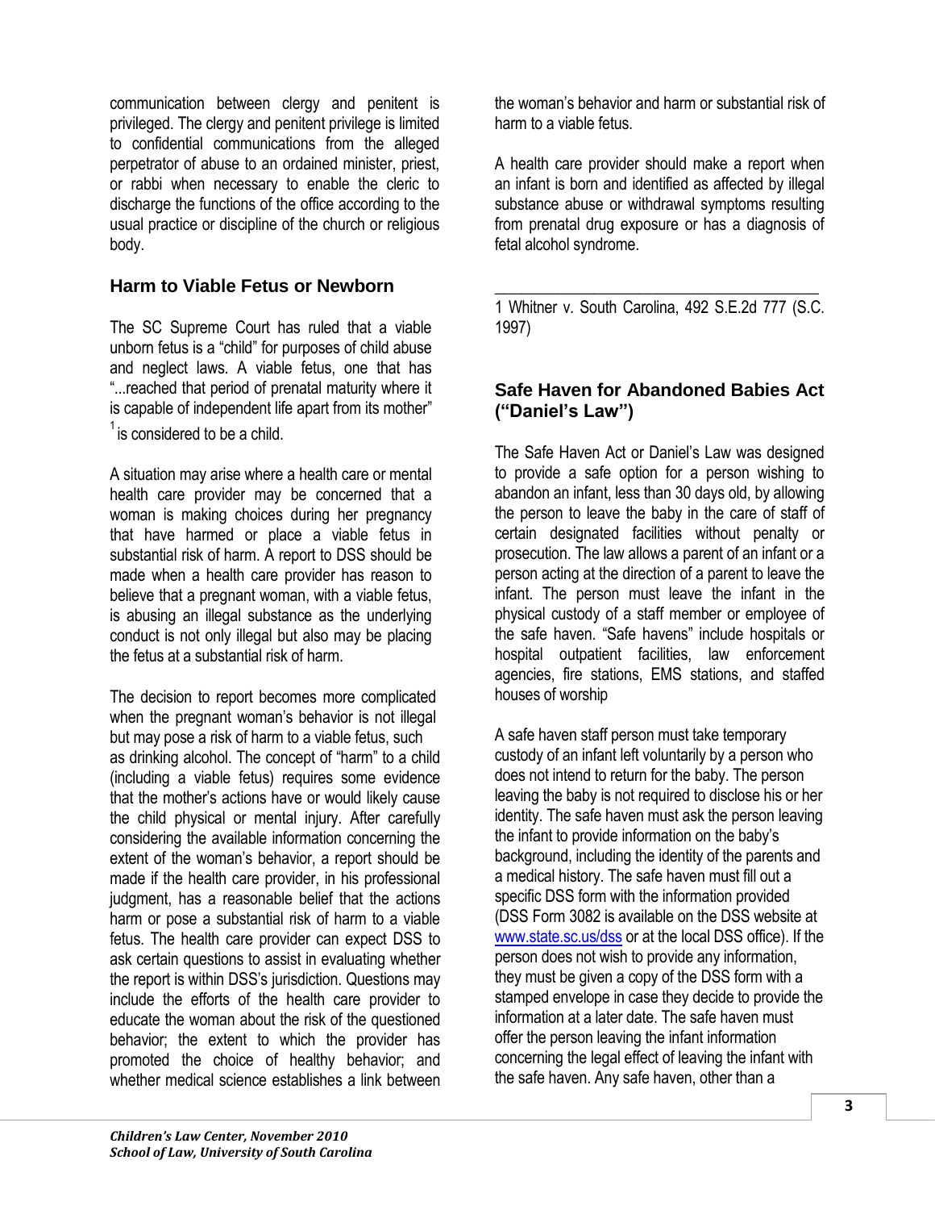communication between clergy and penitent is privileged. The clergy and penitent privilege is limited to confidential communications from the alleged perpetrator of abuse to an ordained minister, priest, or rabbi when necessary to enable the cleric to discharge the functions of the office according to the usual practice or discipline of the church or religious body.

## Harm to Viable Fetus or Newborn

The SC Supreme Court has ruled that a viable unborn fetus is a "child" for purposes of child abuse and neglect laws. A viable fetus, one that has "...reached that period of prenatal maturity where it is capable of independent life apart from its mother"[1] is considered to be a child.

A situation may arise where a health care or mental health care provider may be concerned that a woman is making choices during her pregnancy that have harmed or place a viable fetus in substantial risk of harm. A report to DSS should be made when a health care provider has reason to believe that a pregnant woman, with a viable fetus, is abusing an illegal substance as the underlying conduct is not only illegal but also may be placing the fetus at a substantial risk of harm.

The decision to report becomes more complicated when the pregnant woman's behavior is not illegal but may pose a risk of harm to a viable fetus, such as drinking alcohol. The concept of "harm" to a child (including a viable fetus) requires some evidence that the mother's actions have or would likely cause the child physical or mental injury. After carefully considering the available information concerning the extent of the woman's behavior, a report should be made if the health care provider, in his professional judgment, has a reasonable belief that the actions harm or pose a substantial risk of harm to a viable fetus. The health care provider can expect DSS to ask certain questions to assist in evaluating whether the report is within DSS's jurisdiction. Questions may include the efforts of the health care provider to educate the woman about the risk of the questioned behavior; the extent to which the provider has promoted the choice of healthy behavior; and whether medical science establishes a link between the woman's behavior and harm or substantial risk of harm to a viable fetus.

A health care provider should make a report when an infant is born and identified as affected by illegal substance abuse or withdrawal symptoms resulting from prenatal drug exposure or has a diagnosis of fetal alcohol syndrome.

---

1 Whitner v. South Carolina, 492 S.E.2d 777 (S.C. 1997)

## Safe Haven for Abandoned Babies Act ("Daniel's Law")

The Safe Haven Act or Daniel's Law was designed to provide a safe option for a person wishing to abandon an infant, less than 30 days old, by allowing the person to leave the baby in the care of staff of certain designated facilities without penalty or prosecution. The law allows a parent of an infant or a person acting at the direction of a parent to leave the infant. The person must leave the infant in the physical custody of a staff member or employee of the safe haven. "Safe havens" include hospitals or hospital outpatient facilities, law enforcement agencies, fire stations, EMS stations, and staffed houses of worship

A safe haven staff person must take temporary custody of an infant left voluntarily by a person who does not intend to return for the baby. The person leaving the baby is not required to disclose his or her identity. The safe haven must ask the person leaving the infant to provide information on the baby's background, including the identity of the parents and a medical history. The safe haven must fill out a specific DSS form with the information provided (DSS Form 3082 is available on the DSS website at www.state.sc.us/dss or at the local DSS office). If the person does not wish to provide any information, they must be given a copy of the DSS form with a stamped envelope in case they decide to provide the information at a later date. The safe haven must offer the person leaving the infant information concerning the legal effect of leaving the infant with the safe haven. Any safe haven, other than a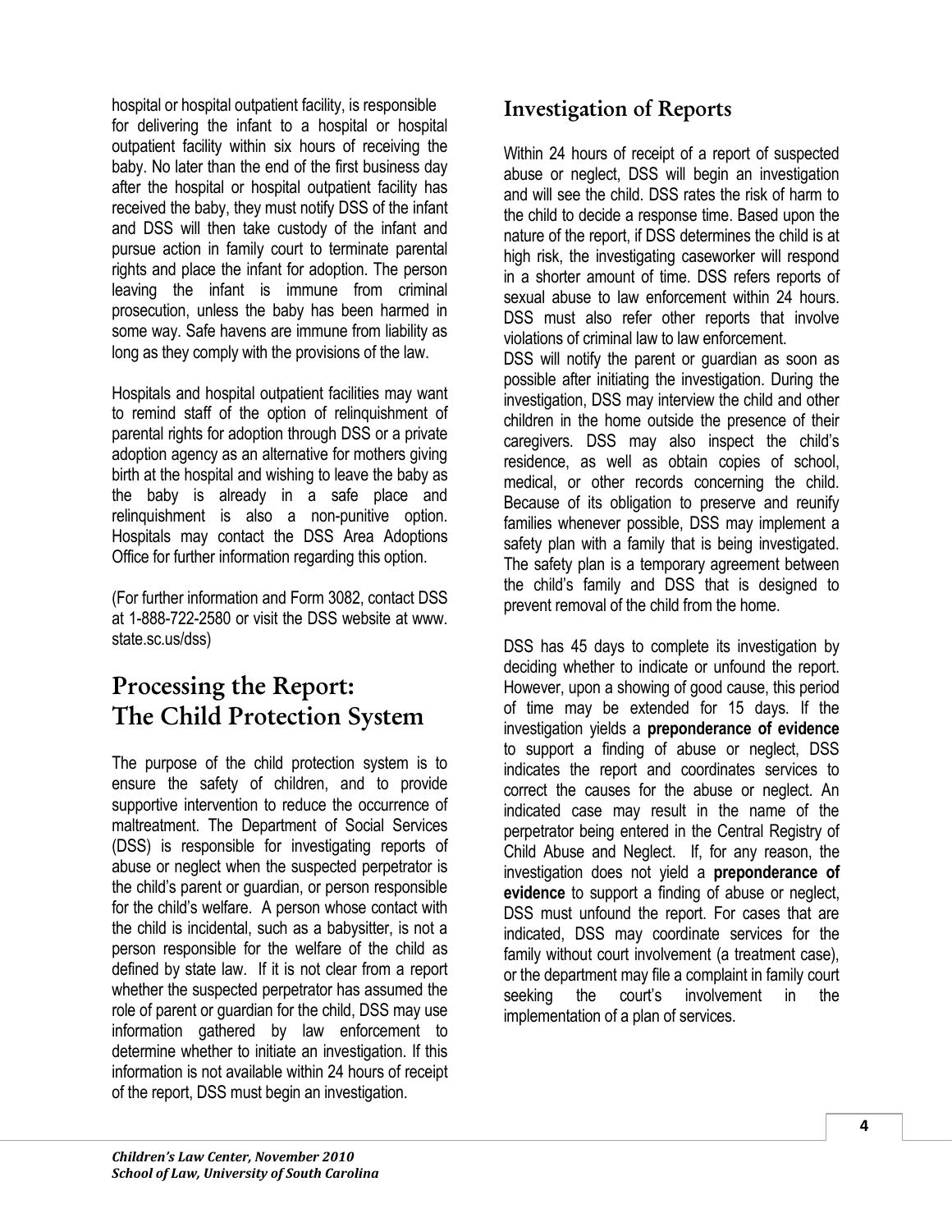hospital or hospital outpatient facility, is responsible for delivering the infant to a hospital or hospital outpatient facility within six hours of receiving the baby. No later than the end of the first business day after the hospital or hospital outpatient facility has received the baby, they must notify DSS of the infant and DSS will then take custody of the infant and pursue action in family court to terminate parental rights and place the infant for adoption. The person leaving the infant is immune from criminal prosecution, unless the baby has been harmed in some way. Safe havens are immune from liability as long as they comply with the provisions of the law.

Hospitals and hospital outpatient facilities may want to remind staff of the option of relinquishment of parental rights for adoption through DSS or a private adoption agency as an alternative for mothers giving birth at the hospital and wishing to leave the baby as the baby is already in a safe place and relinquishment is also a non-punitive option. Hospitals may contact the DSS Area Adoptions Office for further information regarding this option.

(For further information and Form 3082, contact DSS at 1-888-722-2580 or visit the DSS website at www. state.sc.us/dss)

# Processing the Report: The Child Protection System

The purpose of the child protection system is to ensure the safety of children, and to provide supportive intervention to reduce the occurrence of maltreatment. The Department of Social Services (DSS) is responsible for investigating reports of abuse or neglect when the suspected perpetrator is the child's parent or guardian, or person responsible for the child's welfare. A person whose contact with the child is incidental, such as a babysitter, is not a person responsible for the welfare of the child as defined by state law. If it is not clear from a report whether the suspected perpetrator has assumed the role of parent or guardian for the child, DSS may use information gathered by law enforcement to determine whether to initiate an investigation. If this information is not available within 24 hours of receipt of the report, DSS must begin an investigation.

## Investigation of Reports

Within 24 hours of receipt of a report of suspected abuse or neglect, DSS will begin an investigation and will see the child. DSS rates the risk of harm to the child to decide a response time. Based upon the nature of the report, if DSS determines the child is at high risk, the investigating caseworker will respond in a shorter amount of time. DSS refers reports of sexual abuse to law enforcement within 24 hours. DSS must also refer other reports that involve violations of criminal law to law enforcement.

DSS will notify the parent or guardian as soon as possible after initiating the investigation. During the investigation, DSS may interview the child and other children in the home outside the presence of their caregivers. DSS may also inspect the child's residence, as well as obtain copies of school, medical, or other records concerning the child. Because of its obligation to preserve and reunify families whenever possible, DSS may implement a safety plan with a family that is being investigated. The safety plan is a temporary agreement between the child's family and DSS that is designed to prevent removal of the child from the home.

DSS has 45 days to complete its investigation by deciding whether to indicate or unfound the report. However, upon a showing of good cause, this period of time may be extended for 15 days. If the investigation yields a **preponderance of evidence** to support a finding of abuse or neglect, DSS indicates the report and coordinates services to correct the causes for the abuse or neglect. An indicated case may result in the name of the perpetrator being entered in the Central Registry of Child Abuse and Neglect. If, for any reason, the investigation does not yield a **preponderance of evidence** to support a finding of abuse or neglect, DSS must unfound the report. For cases that are indicated, DSS may coordinate services for the family without court involvement (a treatment case), or the department may file a complaint in family court seeking the court's involvement in the implementation of a plan of services.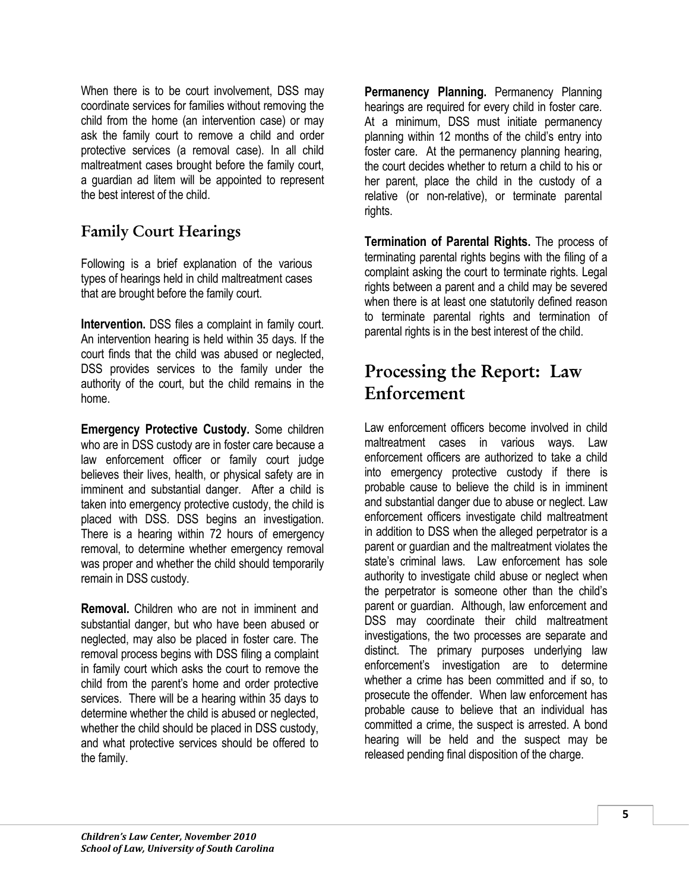When there is to be court involvement, DSS may coordinate services for families without removing the child from the home (an intervention case) or may ask the family court to remove a child and order protective services (a removal case). In all child maltreatment cases brought before the family court, a guardian ad litem will be appointed to represent the best interest of the child.

## Family Court Hearings

Following is a brief explanation of the various types of hearings held in child maltreatment cases that are brought before the family court.

**Intervention.** DSS files a complaint in family court. An intervention hearing is held within 35 days. If the court finds that the child was abused or neglected, DSS provides services to the family under the authority of the court, but the child remains in the home.

**Emergency Protective Custody.** Some children who are in DSS custody are in foster care because a law enforcement officer or family court judge believes their lives, health, or physical safety are in imminent and substantial danger. After a child is taken into emergency protective custody, the child is placed with DSS. DSS begins an investigation. There is a hearing within 72 hours of emergency removal, to determine whether emergency removal was proper and whether the child should temporarily remain in DSS custody.

**Removal.** Children who are not in imminent and substantial danger, but who have been abused or neglected, may also be placed in foster care. The removal process begins with DSS filing a complaint in family court which asks the court to remove the child from the parent's home and order protective services. There will be a hearing within 35 days to determine whether the child is abused or neglected, whether the child should be placed in DSS custody, and what protective services should be offered to the family.

**Permanency Planning.** Permanency Planning hearings are required for every child in foster care. At a minimum, DSS must initiate permanency planning within 12 months of the child's entry into foster care. At the permanency planning hearing, the court decides whether to return a child to his or her parent, place the child in the custody of a relative (or non-relative), or terminate parental rights.

**Termination of Parental Rights.** The process of terminating parental rights begins with the filing of a complaint asking the court to terminate rights. Legal rights between a parent and a child may be severed when there is at least one statutorily defined reason to terminate parental rights and termination of parental rights is in the best interest of the child.

# Processing the Report: Law Enforcement

Law enforcement officers become involved in child maltreatment cases in various ways. Law enforcement officers are authorized to take a child into emergency protective custody if there is probable cause to believe the child is in imminent and substantial danger due to abuse or neglect. Law enforcement officers investigate child maltreatment in addition to DSS when the alleged perpetrator is a parent or guardian and the maltreatment violates the state's criminal laws. Law enforcement has sole authority to investigate child abuse or neglect when the perpetrator is someone other than the child's parent or guardian. Although, law enforcement and DSS may coordinate their child maltreatment investigations, the two processes are separate and distinct. The primary purposes underlying law enforcement's investigation are to determine whether a crime has been committed and if so, to prosecute the offender. When law enforcement has probable cause to believe that an individual has committed a crime, the suspect is arrested. A bond hearing will be held and the suspect may be released pending final disposition of the charge.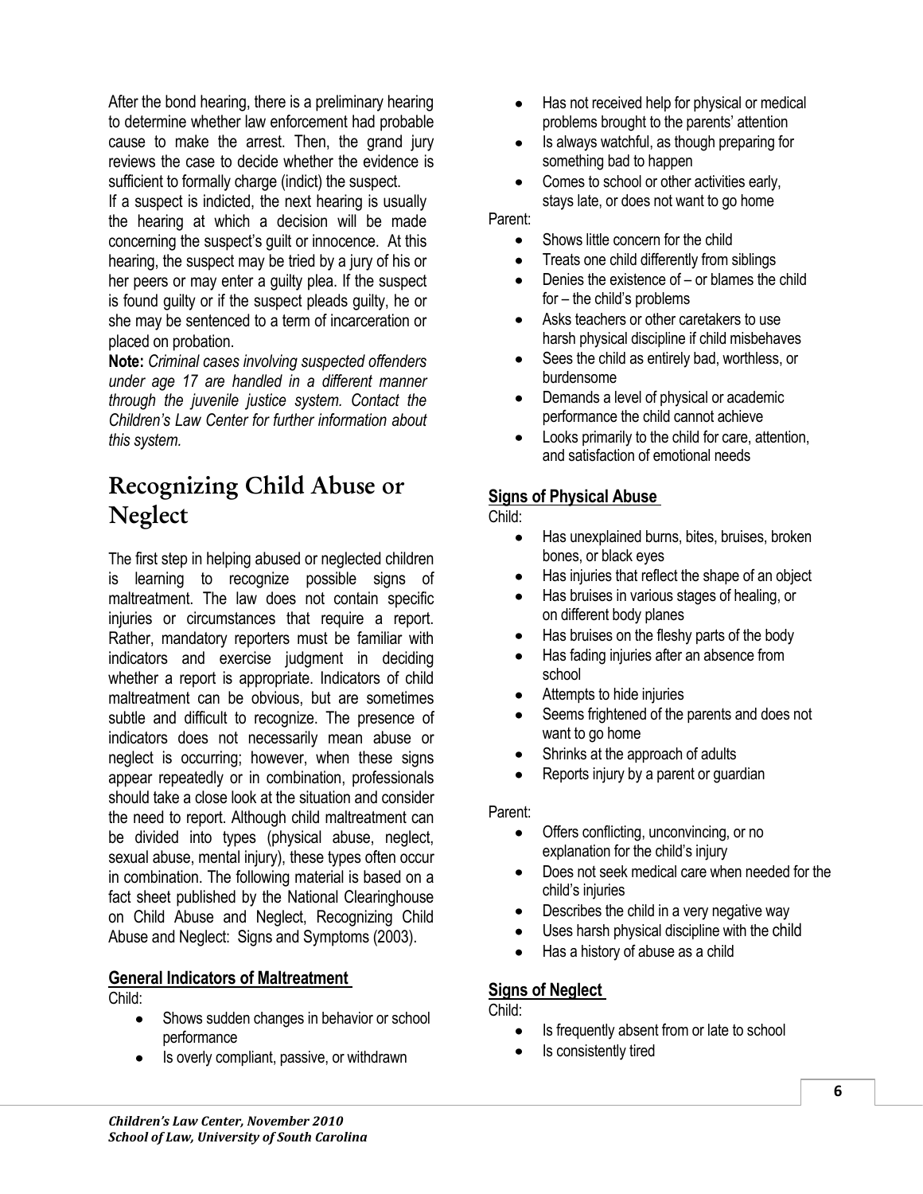After the bond hearing, there is a preliminary hearing to determine whether law enforcement had probable cause to make the arrest. Then, the grand jury reviews the case to decide whether the evidence is sufficient to formally charge (indict) the suspect.

If a suspect is indicted, the next hearing is usually the hearing at which a decision will be made concerning the suspect's guilt or innocence. At this hearing, the suspect may be tried by a jury of his or her peers or may enter a guilty plea. If the suspect is found guilty or if the suspect pleads guilty, he or she may be sentenced to a term of incarceration or placed on probation.

**Note:** *Criminal cases involving suspected offenders under age 17 are handled in a different manner through the juvenile justice system. Contact the Children's Law Center for further information about this system.*

# Recognizing Child Abuse or Neglect

The first step in helping abused or neglected children is learning to recognize possible signs of maltreatment. The law does not contain specific injuries or circumstances that require a report. Rather, mandatory reporters must be familiar with indicators and exercise judgment in deciding whether a report is appropriate. Indicators of child maltreatment can be obvious, but are sometimes subtle and difficult to recognize. The presence of indicators does not necessarily mean abuse or neglect is occurring; however, when these signs appear repeatedly or in combination, professionals should take a close look at the situation and consider the need to report. Although child maltreatment can be divided into types (physical abuse, neglect, sexual abuse, mental injury), these types often occur in combination. The following material is based on a fact sheet published by the National Clearinghouse on Child Abuse and Neglect, Recognizing Child Abuse and Neglect: Signs and Symptoms (2003).

### General Indicators of Maltreatment

Child:

- Shows sudden changes in behavior or school performance
- Is overly compliant, passive, or withdrawn
- Has not received help for physical or medical problems brought to the parents' attention
- Is always watchful, as though preparing for something bad to happen
- Comes to school or other activities early, stays late, or does not want to go home

Parent:

- Shows little concern for the child
- Treats one child differently from siblings
- Denies the existence of – or blames the child for – the child's problems
- Asks teachers or other caretakers to use harsh physical discipline if child misbehaves
- Sees the child as entirely bad, worthless, or burdensome
- Demands a level of physical or academic performance the child cannot achieve
- Looks primarily to the child for care, attention, and satisfaction of emotional needs

### Signs of Physical Abuse

Child:

- Has unexplained burns, bites, bruises, broken bones, or black eyes
- Has injuries that reflect the shape of an object
- Has bruises in various stages of healing, or on different body planes
- Has bruises on the fleshy parts of the body
- Has fading injuries after an absence from school
- Attempts to hide injuries
- Seems frightened of the parents and does not want to go home
- Shrinks at the approach of adults
- Reports injury by a parent or guardian

Parent:

- Offers conflicting, unconvincing, or no explanation for the child's injury
- Does not seek medical care when needed for the child's injuries
- Describes the child in a very negative way
- Uses harsh physical discipline with the child
- Has a history of abuse as a child

### Signs of Neglect

Child:

- Is frequently absent from or late to school
- Is consistently tired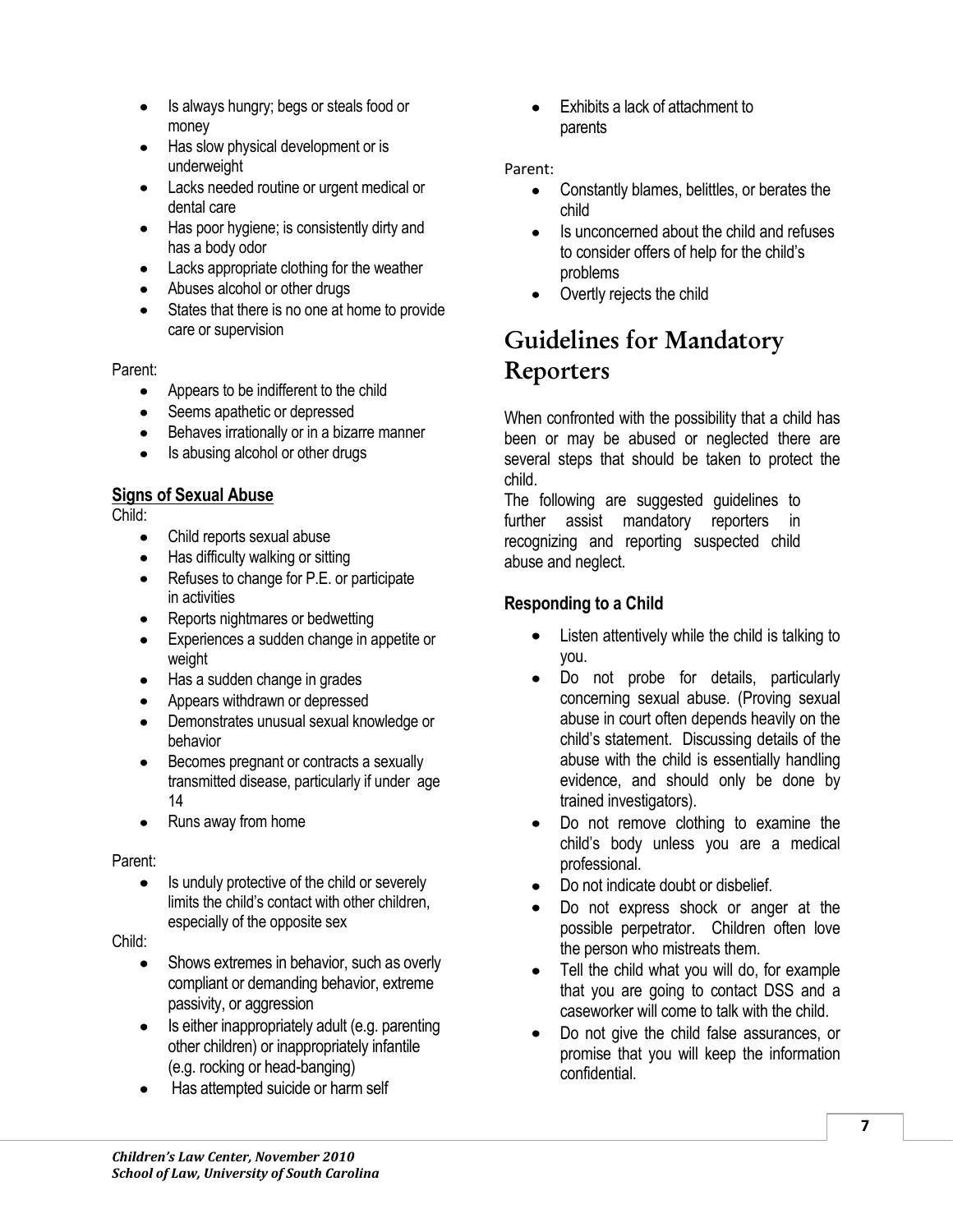- Is always hungry; begs or steals food or money
- Has slow physical development or is underweight
- Lacks needed routine or urgent medical or dental care
- Has poor hygiene; is consistently dirty and has a body odor
- Lacks appropriate clothing for the weather
- Abuses alcohol or other drugs
- States that there is no one at home to provide care or supervision

Parent:

- Appears to be indifferent to the child
- Seems apathetic or depressed
- Behaves irrationally or in a bizarre manner
- Is abusing alcohol or other drugs

**Signs of Sexual Abuse**

Child:

- Child reports sexual abuse
- Has difficulty walking or sitting
- Refuses to change for P.E. or participate in activities
- Reports nightmares or bedwetting
- Experiences a sudden change in appetite or weight
- Has a sudden change in grades
- Appears withdrawn or depressed
- Demonstrates unusual sexual knowledge or behavior
- Becomes pregnant or contracts a sexually transmitted disease, particularly if under age 14
- Runs away from home

Parent:

- Is unduly protective of the child or severely limits the child's contact with other children, especially of the opposite sex

Child:

- Shows extremes in behavior, such as overly compliant or demanding behavior, extreme passivity, or aggression
- Is either inappropriately adult (e.g. parenting other children) or inappropriately infantile (e.g. rocking or head-banging)
- Has attempted suicide or harm self
- Exhibits a lack of attachment to parents

Parent:

- Constantly blames, belittles, or berates the child
- Is unconcerned about the child and refuses to consider offers of help for the child's problems
- Overtly rejects the child

# Guidelines for Mandatory Reporters

When confronted with the possibility that a child has been or may be abused or neglected there are several steps that should be taken to protect the child.

The following are suggested guidelines to further assist mandatory reporters in recognizing and reporting suspected child abuse and neglect.

### Responding to a Child

- Listen attentively while the child is talking to you.
- Do not probe for details, particularly concerning sexual abuse. (Proving sexual abuse in court often depends heavily on the child's statement. Discussing details of the abuse with the child is essentially handling evidence, and should only be done by trained investigators).
- Do not remove clothing to examine the child's body unless you are a medical professional.
- Do not indicate doubt or disbelief.
- Do not express shock or anger at the possible perpetrator. Children often love the person who mistreats them.
- Tell the child what you will do, for example that you are going to contact DSS and a caseworker will come to talk with the child.
- Do not give the child false assurances, or promise that you will keep the information confidential.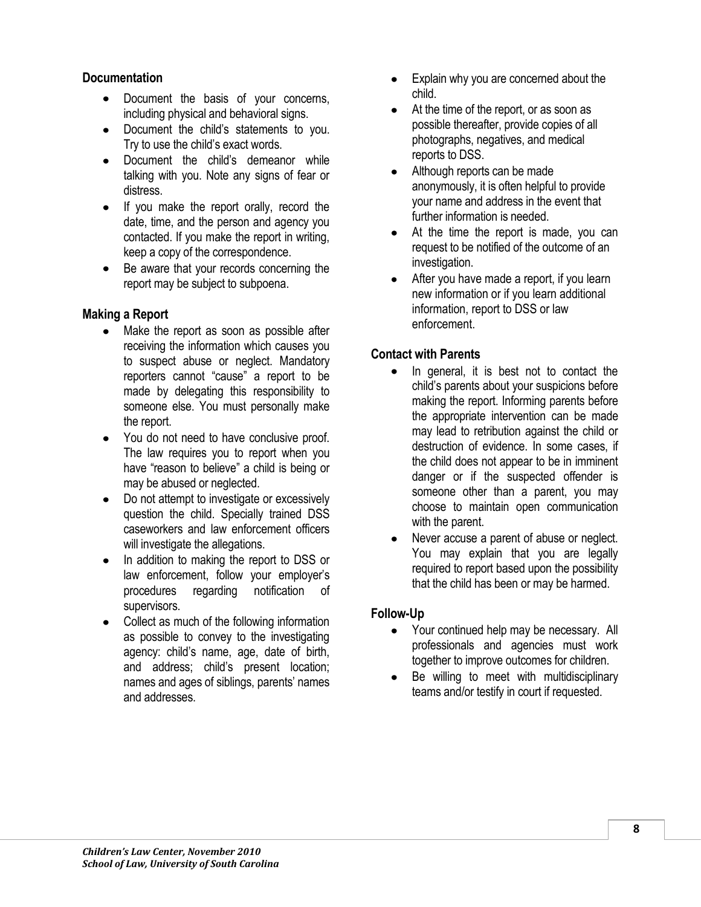### Documentation

- Document the basis of your concerns, including physical and behavioral signs.
- Document the child's statements to you. Try to use the child's exact words.
- Document the child's demeanor while talking with you. Note any signs of fear or distress.
- If you make the report orally, record the date, time, and the person and agency you contacted. If you make the report in writing, keep a copy of the correspondence.
- Be aware that your records concerning the report may be subject to subpoena.

### Making a Report

- Make the report as soon as possible after receiving the information which causes you to suspect abuse or neglect. Mandatory reporters cannot "cause" a report to be made by delegating this responsibility to someone else. You must personally make the report.
- You do not need to have conclusive proof. The law requires you to report when you have "reason to believe" a child is being or may be abused or neglected.
- Do not attempt to investigate or excessively question the child. Specially trained DSS caseworkers and law enforcement officers will investigate the allegations.
- In addition to making the report to DSS or law enforcement, follow your employer's procedures regarding notification of supervisors.
- Collect as much of the following information as possible to convey to the investigating agency: child's name, age, date of birth, and address; child's present location; names and ages of siblings, parents' names and addresses.
- Explain why you are concerned about the child.
- At the time of the report, or as soon as possible thereafter, provide copies of all photographs, negatives, and medical reports to DSS.
- Although reports can be made anonymously, it is often helpful to provide your name and address in the event that further information is needed.
- At the time the report is made, you can request to be notified of the outcome of an investigation.
- After you have made a report, if you learn new information or if you learn additional information, report to DSS or law enforcement.

### Contact with Parents

- In general, it is best not to contact the child's parents about your suspicions before making the report. Informing parents before the appropriate intervention can be made may lead to retribution against the child or destruction of evidence. In some cases, if the child does not appear to be in imminent danger or if the suspected offender is someone other than a parent, you may choose to maintain open communication with the parent.
- Never accuse a parent of abuse or neglect. You may explain that you are legally required to report based upon the possibility that the child has been or may be harmed.

### Follow-Up

- Your continued help may be necessary. All professionals and agencies must work together to improve outcomes for children.
- Be willing to meet with multidisciplinary teams and/or testify in court if requested.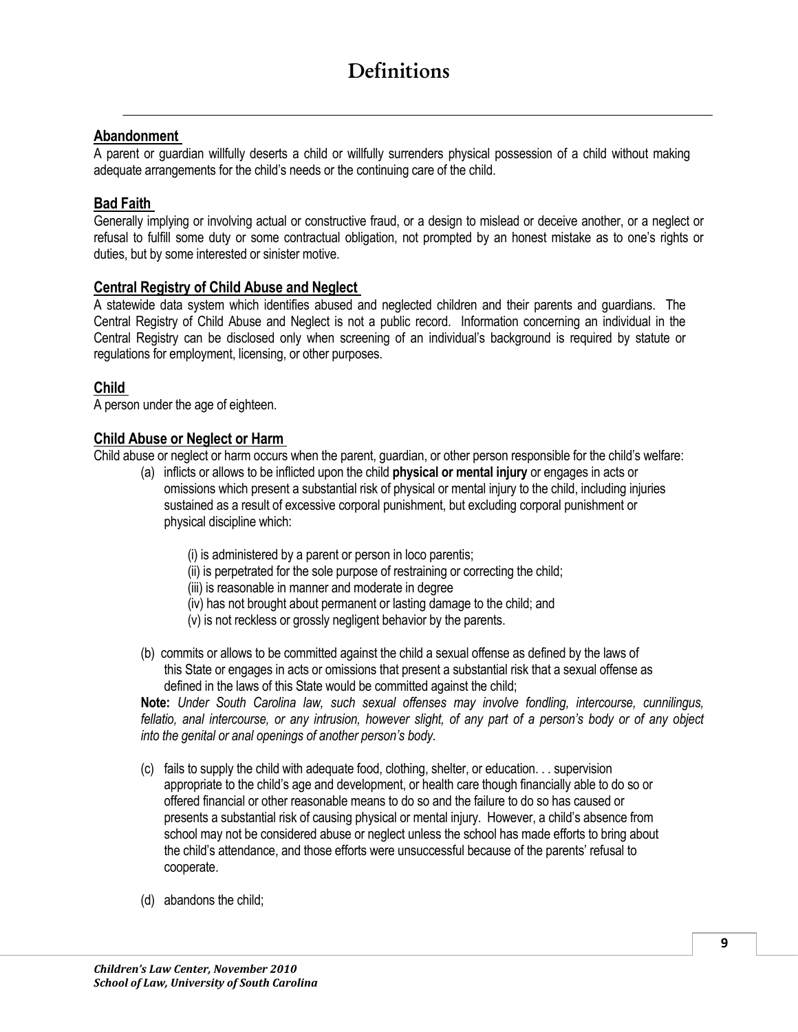# Definitions

## Abandonment

A parent or guardian willfully deserts a child or willfully surrenders physical possession of a child without making adequate arrangements for the child's needs or the continuing care of the child.

## Bad Faith

Generally implying or involving actual or constructive fraud, or a design to mislead or deceive another, or a neglect or refusal to fulfill some duty or some contractual obligation, not prompted by an honest mistake as to one's rights or duties, but by some interested or sinister motive.

## Central Registry of Child Abuse and Neglect

A statewide data system which identifies abused and neglected children and their parents and guardians. The Central Registry of Child Abuse and Neglect is not a public record. Information concerning an individual in the Central Registry can be disclosed only when screening of an individual's background is required by statute or regulations for employment, licensing, or other purposes.

## Child

A person under the age of eighteen.

## Child Abuse or Neglect or Harm

Child abuse or neglect or harm occurs when the parent, guardian, or other person responsible for the child's welfare:

(a) inflicts or allows to be inflicted upon the child **physical or mental injury** or engages in acts or omissions which present a substantial risk of physical or mental injury to the child, including injuries sustained as a result of excessive corporal punishment, but excluding corporal punishment or physical discipline which:

> (i) is administered by a parent or person in loco parentis;
> (ii) is perpetrated for the sole purpose of restraining or correcting the child;
> (iii) is reasonable in manner and moderate in degree
> (iv) has not brought about permanent or lasting damage to the child; and
> (v) is not reckless or grossly negligent behavior by the parents.

(b) commits or allows to be committed against the child a sexual offense as defined by the laws of this State or engages in acts or omissions that present a substantial risk that a sexual offense as defined in the laws of this State would be committed against the child;

**Note:** *Under South Carolina law, such sexual offenses may involve fondling, intercourse, cunnilingus, fellatio, anal intercourse, or any intrusion, however slight, of any part of a person's body or of any object into the genital or anal openings of another person's body.*

(c) fails to supply the child with adequate food, clothing, shelter, or education. . . supervision appropriate to the child's age and development, or health care though financially able to do so or offered financial or other reasonable means to do so and the failure to do so has caused or presents a substantial risk of causing physical or mental injury. However, a child's absence from school may not be considered abuse or neglect unless the school has made efforts to bring about the child's attendance, and those efforts were unsuccessful because of the parents' refusal to cooperate.

(d) abandons the child;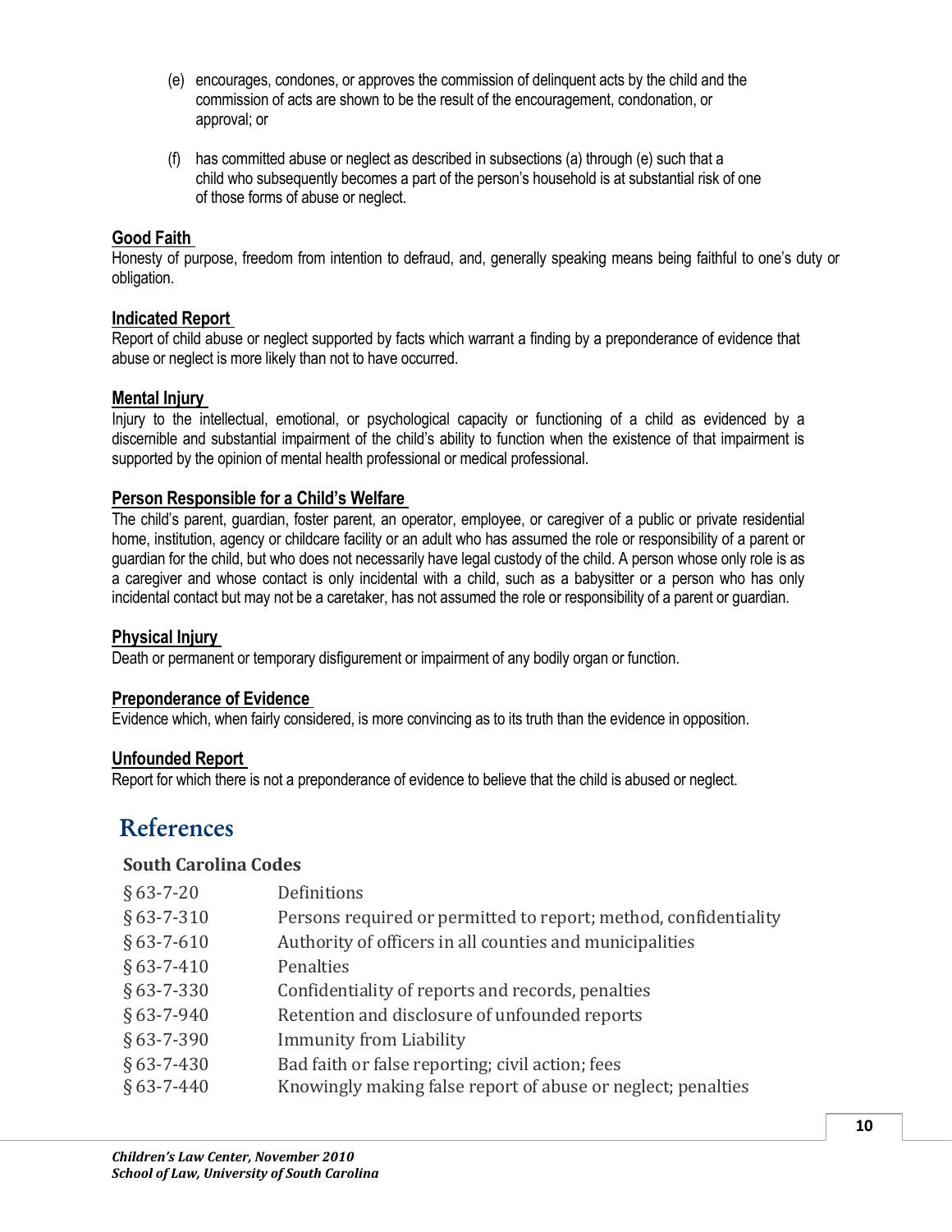(e) encourages, condones, or approves the commission of delinquent acts by the child and the commission of acts are shown to be the result of the encouragement, condonation, or approval; or

(f) has committed abuse or neglect as described in subsections (a) through (e) such that a child who subsequently becomes a part of the person's household is at substantial risk of one of those forms of abuse or neglect.

**Good Faith**

Honesty of purpose, freedom from intention to defraud, and, generally speaking means being faithful to one's duty or obligation.

**Indicated Report**

Report of child abuse or neglect supported by facts which warrant a finding by a preponderance of evidence that abuse or neglect is more likely than not to have occurred.

**Mental Injury**

Injury to the intellectual, emotional, or psychological capacity or functioning of a child as evidenced by a discernible and substantial impairment of the child's ability to function when the existence of that impairment is supported by the opinion of mental health professional or medical professional.

**Person Responsible for a Child's Welfare**

The child's parent, guardian, foster parent, an operator, employee, or caregiver of a public or private residential home, institution, agency or childcare facility or an adult who has assumed the role or responsibility of a parent or guardian for the child, but who does not necessarily have legal custody of the child. A person whose only role is as a caregiver and whose contact is only incidental with a child, such as a babysitter or a person who has only incidental contact but may not be a caretaker, has not assumed the role or responsibility of a parent or guardian.

**Physical Injury**

Death or permanent or temporary disfigurement or impairment of any bodily organ or function.

**Preponderance of Evidence**

Evidence which, when fairly considered, is more convincing as to its truth than the evidence in opposition.

**Unfounded Report**

Report for which there is not a preponderance of evidence to believe that the child is abused or neglect.

# References

### South Carolina Codes

| | |
|---|---|
| § 63-7-20 | Definitions |
| § 63-7-310 | Persons required or permitted to report; method, confidentiality |
| § 63-7-610 | Authority of officers in all counties and municipalities |
| § 63-7-410 | Penalties |
| § 63-7-330 | Confidentiality of reports and records, penalties |
| § 63-7-940 | Retention and disclosure of unfounded reports |
| § 63-7-390 | Immunity from Liability |
| § 63-7-430 | Bad faith or false reporting; civil action; fees |
| § 63-7-440 | Knowingly making false report of abuse or neglect; penalties |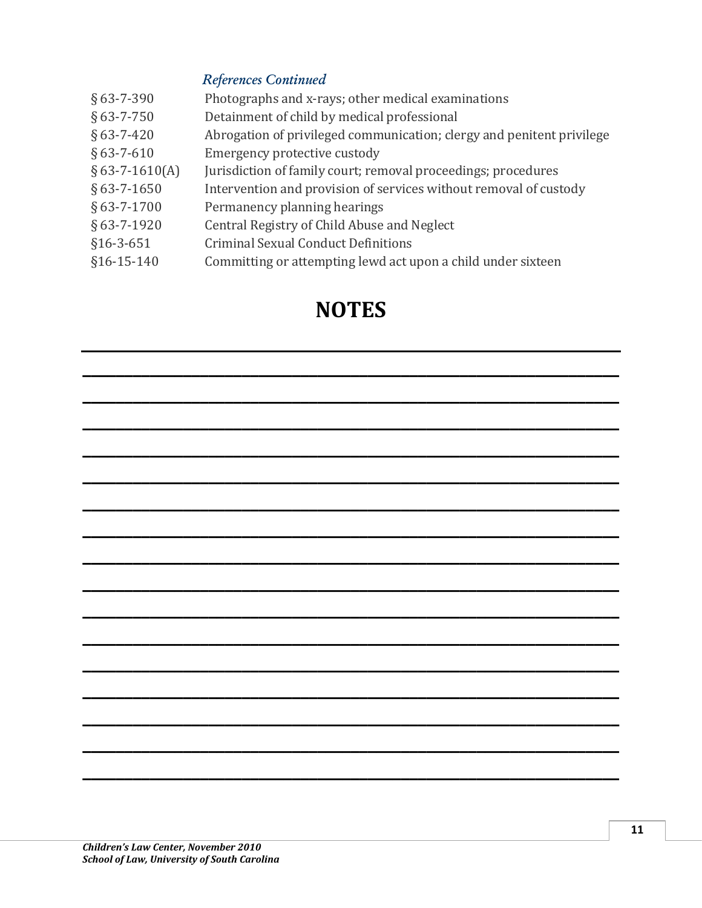*References Continued*

| | |
|---|---|
| § 63-7-390 | Photographs and x-rays; other medical examinations |
| § 63-7-750 | Detainment of child by medical professional |
| § 63-7-420 | Abrogation of privileged communication; clergy and penitent privilege |
| § 63-7-610 | Emergency protective custody |
| § 63-7-1610(A) | Jurisdiction of family court; removal proceedings; procedures |
| § 63-7-1650 | Intervention and provision of services without removal of custody |
| § 63-7-1700 | Permanency planning hearings |
| § 63-7-1920 | Central Registry of Child Abuse and Neglect |
| §16-3-651 | Criminal Sexual Conduct Definitions |
| §16-15-140 | Committing or attempting lewd act upon a child under sixteen |

# NOTES

*Children's Law Center, November 2010*
*School of Law, University of South Carolina*